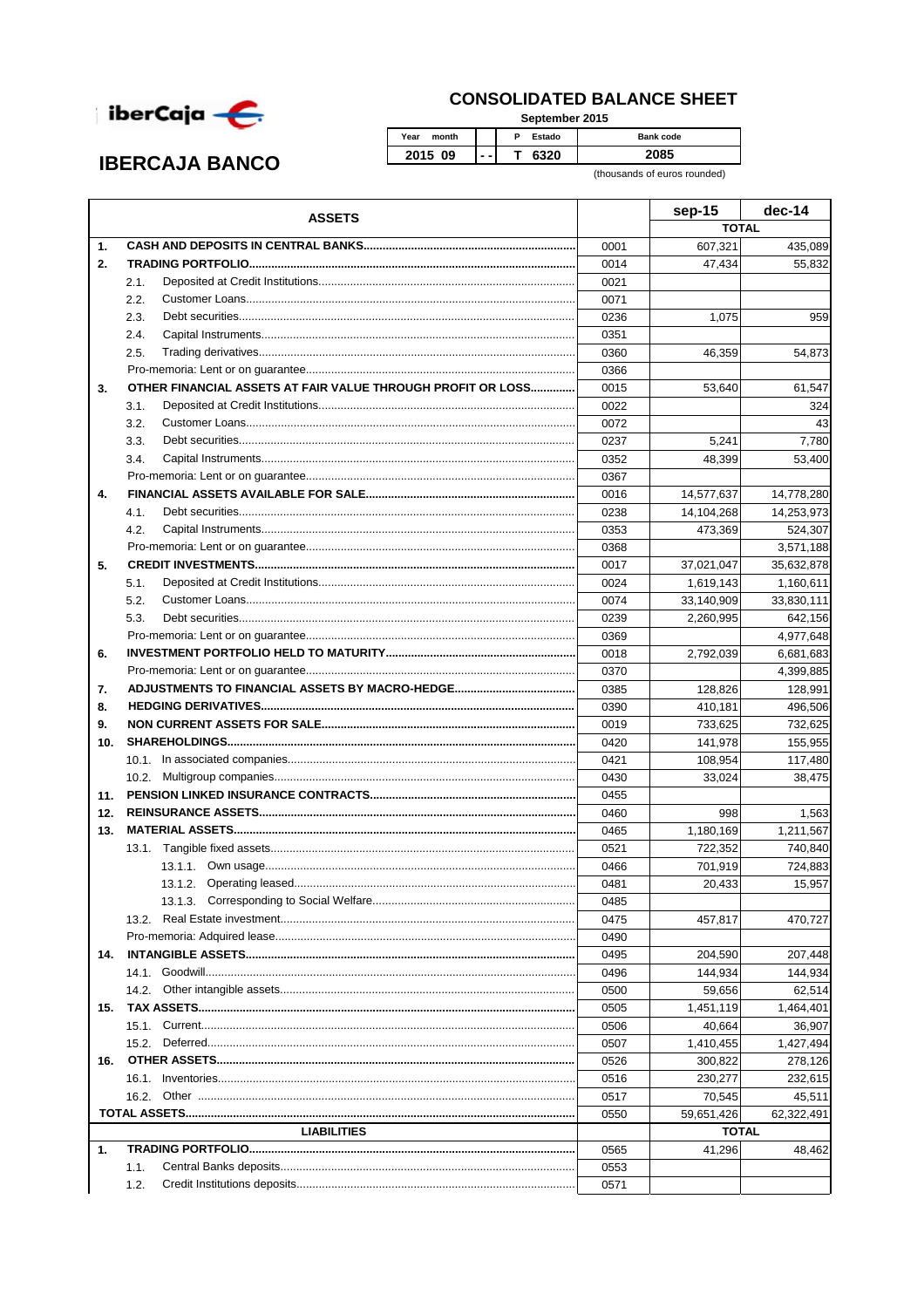# IBERCAJA BANCO

## CONSOLIDATED BALANCE SHEET

September 2015

| Year month | | P Estado | Bank code |
|---|---|---|---|
| 2015 09 | - - | T 6320 | 2085 |

(thousands of euros rounded)

| ASSETS | | sep-15 | dec-14 |
|---|---|---|---|
| | | TOTAL | |
| 1. CASH AND DEPOSITS IN CENTRAL BANKS | 0001 | 607,321 | 435,089 |
| 2. TRADING PORTFOLIO | 0014 | 47,434 | 55,832 |
| 2.1. Deposited at Credit Institutions | 0021 | | |
| 2.2. Customer Loans | 0071 | | |
| 2.3. Debt securities | 0236 | 1,075 | 959 |
| 2.4. Capital Instruments | 0351 | | |
| 2.5. Trading derivatives | 0360 | 46,359 | 54,873 |
| Pro-memoria: Lent or on guarantee | 0366 | | |
| 3. OTHER FINANCIAL ASSETS AT FAIR VALUE THROUGH PROFIT OR LOSS | 0015 | 53,640 | 61,547 |
| 3.1. Deposited at Credit Institutions | 0022 | | 324 |
| 3.2. Customer Loans | 0072 | | 43 |
| 3.3. Debt securities | 0237 | 5,241 | 7,780 |
| 3.4. Capital Instruments | 0352 | 48,399 | 53,400 |
| Pro-memoria: Lent or on guarantee | 0367 | | |
| 4. FINANCIAL ASSETS AVAILABLE FOR SALE | 0016 | 14,577,637 | 14,778,280 |
| 4.1. Debt securities | 0238 | 14,104,268 | 14,253,973 |
| 4.2. Capital Instruments | 0353 | 473,369 | 524,307 |
| Pro-memoria: Lent or on guarantee | 0368 | | 3,571,188 |
| 5. CREDIT INVESTMENTS | 0017 | 37,021,047 | 35,632,878 |
| 5.1. Deposited at Credit Institutions | 0024 | 1,619,143 | 1,160,611 |
| 5.2. Customer Loans | 0074 | 33,140,909 | 33,830,111 |
| 5.3. Debt securities | 0239 | 2,260,995 | 642,156 |
| Pro-memoria: Lent or on guarantee | 0369 | | 4,977,648 |
| 6. INVESTMENT PORTFOLIO HELD TO MATURITY | 0018 | 2,792,039 | 6,681,683 |
| Pro-memoria: Lent or on guarantee | 0370 | | 4,399,885 |
| 7. ADJUSTMENTS TO FINANCIAL ASSETS BY MACRO-HEDGE | 0385 | 128,826 | 128,991 |
| 8. HEDGING DERIVATIVES | 0390 | 410,181 | 496,506 |
| 9. NON CURRENT ASSETS FOR SALE | 0019 | 733,625 | 732,625 |
| 10. SHAREHOLDINGS | 0420 | 141,978 | 155,955 |
| 10.1. In associated companies | 0421 | 108,954 | 117,480 |
| 10.2. Multigroup companies | 0430 | 33,024 | 38,475 |
| 11. PENSION LINKED INSURANCE CONTRACTS | 0455 | | |
| 12. REINSURANCE ASSETS | 0460 | 998 | 1,563 |
| 13. MATERIAL ASSETS | 0465 | 1,180,169 | 1,211,567 |
| 13.1. Tangible fixed assets | 0521 | 722,352 | 740,840 |
| 13.1.1. Own usage | 0466 | 701,919 | 724,883 |
| 13.1.2. Operating leased | 0481 | 20,433 | 15,957 |
| 13.1.3. Corresponding to Social Welfare | 0485 | | |
| 13.2. Real Estate investment | 0475 | 457,817 | 470,727 |
| Pro-memoria: Adquired lease | 0490 | | |
| 14. INTANGIBLE ASSETS | 0495 | 204,590 | 207,448 |
| 14.1. Goodwill | 0496 | 144,934 | 144,934 |
| 14.2. Other intangible assets | 0500 | 59,656 | 62,514 |
| 15. TAX ASSETS | 0505 | 1,451,119 | 1,464,401 |
| 15.1. Current | 0506 | 40,664 | 36,907 |
| 15.2. Deferred | 0507 | 1,410,455 | 1,427,494 |
| 16. OTHER ASSETS | 0526 | 300,822 | 278,126 |
| 16.1. Inventories | 0516 | 230,277 | 232,615 |
| 16.2. Other | 0517 | 70,545 | 45,511 |
| TOTAL ASSETS | 0550 | 59,651,426 | 62,322,491 |
| LIABILITIES | | TOTAL | |
| 1. TRADING PORTFOLIO | 0565 | 41,296 | 48,462 |
| 1.1. Central Banks deposits | 0553 | | |
| 1.2. Credit Institutions deposits | 0571 | | |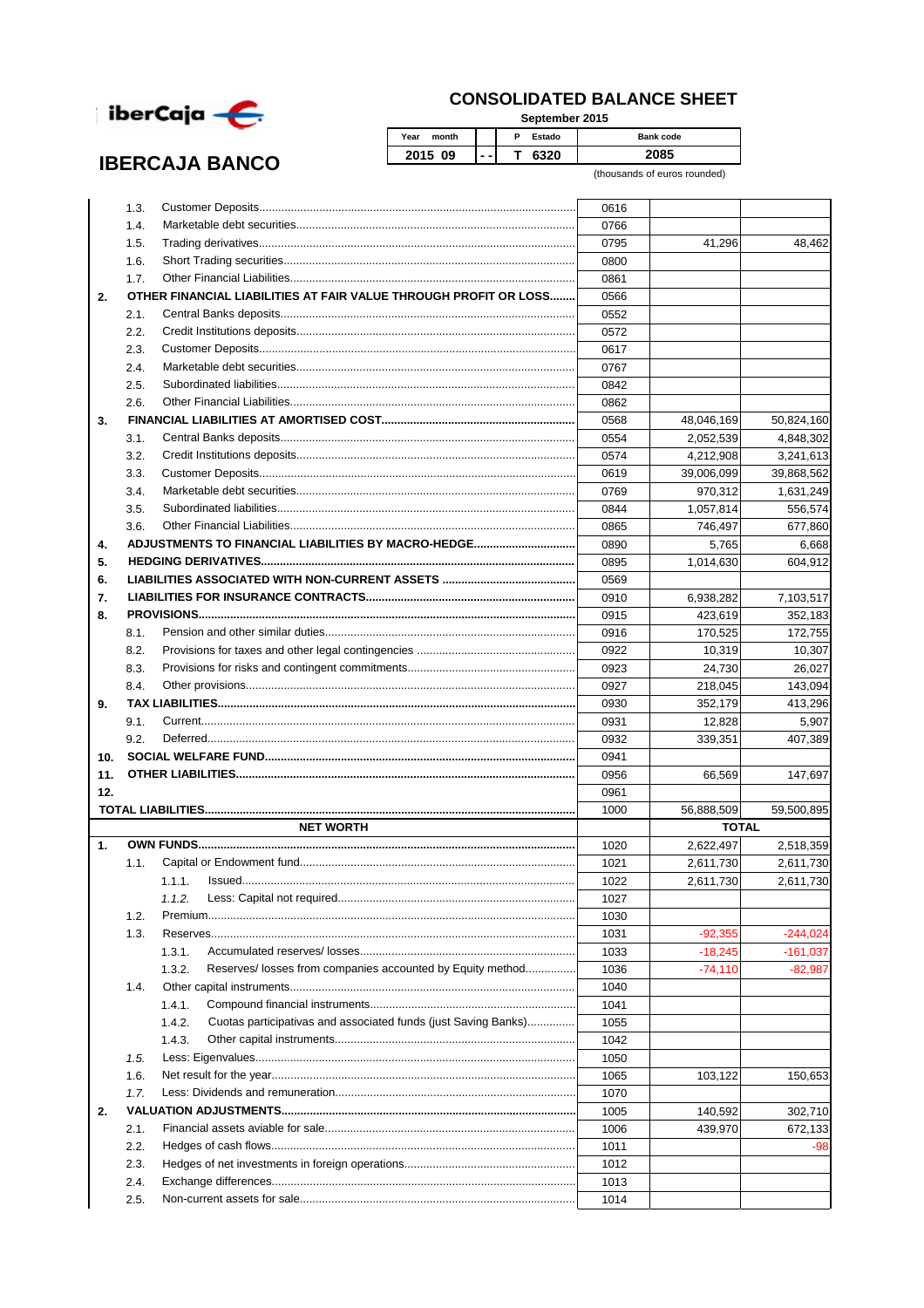# CONSOLIDATED BALANCE SHEET

September 2015

**IBERCAJA BANCO**

| Year month | | P Estado | Bank code |
|---|---|---|---|
| 2015 09 | - - | T 6320 | 2085 |

(thousands of euros rounded)

| | | | Code | | |
|---|---|---|---|---|---|
| | 1.3. | Customer Deposits | 0616 | | |
| | 1.4. | Marketable debt securities | 0766 | | |
| | 1.5. | Trading derivatives | 0795 | 41,296 | 48,462 |
| | 1.6. | Short Trading securities | 0800 | | |
| | 1.7. | Other Financial Liabilities | 0861 | | |
| **2.** | | **OTHER FINANCIAL LIABILITIES AT FAIR VALUE THROUGH PROFIT OR LOSS** | 0566 | | |
| | 2.1. | Central Banks deposits | 0552 | | |
| | 2.2. | Credit Institutions deposits | 0572 | | |
| | 2.3. | Customer Deposits | 0617 | | |
| | 2.4. | Marketable debt securities | 0767 | | |
| | 2.5. | Subordinated liabilities | 0842 | | |
| | 2.6. | Other Financial Liabilities | 0862 | | |
| **3.** | | **FINANCIAL LIABILITIES AT AMORTISED COST** | 0568 | 48,046,169 | 50,824,160 |
| | 3.1. | Central Banks deposits | 0554 | 2,052,539 | 4,848,302 |
| | 3.2. | Credit Institutions deposits | 0574 | 4,212,908 | 3,241,613 |
| | 3.3. | Customer Deposits | 0619 | 39,006,099 | 39,868,562 |
| | 3.4. | Marketable debt securities | 0769 | 970,312 | 1,631,249 |
| | 3.5. | Subordinated liabilities | 0844 | 1,057,814 | 556,574 |
| | 3.6. | Other Financial Liabilities | 0865 | 746,497 | 677,860 |
| **4.** | | **ADJUSTMENTS TO FINANCIAL LIABILITIES BY MACRO-HEDGE** | 0890 | 5,765 | 6,668 |
| **5.** | | **HEDGING DERIVATIVES** | 0895 | 1,014,630 | 604,912 |
| **6.** | | **LIABILITIES ASSOCIATED WITH NON-CURRENT ASSETS** | 0569 | | |
| **7.** | | **LIABILITIES FOR INSURANCE CONTRACTS** | 0910 | 6,938,282 | 7,103,517 |
| **8.** | | **PROVISIONS** | 0915 | 423,619 | 352,183 |
| | 8.1. | Pension and other similar duties | 0916 | 170,525 | 172,755 |
| | 8.2. | Provisions for taxes and other legal contingencies | 0922 | 10,319 | 10,307 |
| | 8.3. | Provisions for risks and contingent commitments | 0923 | 24,730 | 26,027 |
| | 8.4. | Other provisions | 0927 | 218,045 | 143,094 |
| **9.** | | **TAX LIABILITIES** | 0930 | 352,179 | 413,296 |
| | 9.1. | Current | 0931 | 12,828 | 5,907 |
| | 9.2. | Deferred | 0932 | 339,351 | 407,389 |
| **10.** | | **SOCIAL WELFARE FUND** | 0941 | | |
| **11.** | | **OTHER LIABILITIES** | 0956 | 66,569 | 147,697 |
| **12.** | | | 0961 | | |
| **TOTAL LIABILITIES** | | | 1000 | 56,888,509 | 59,500,895 |
| | | **NET WORTH** | | **TOTAL** | |
| **1.** | | **OWN FUNDS** | 1020 | 2,622,497 | 2,518,359 |
| | 1.1. | Capital or Endowment fund | 1021 | 2,611,730 | 2,611,730 |
| | | 1.1.1. Issued | 1022 | 2,611,730 | 2,611,730 |
| | | *1.1.2.* Less: Capital not required | 1027 | | |
| | 1.2. | Premium | 1030 | | |
| | 1.3. | Reserves | 1031 | -92,355 | -244,024 |
| | | 1.3.1. Accumulated reserves/ losses | 1033 | -18,245 | -161,037 |
| | | 1.3.2. Reserves/ losses from companies accounted by Equity method | 1036 | -74,110 | -82,987 |
| | 1.4. | Other capital instruments | 1040 | | |
| | | 1.4.1. Compound financial instruments | 1041 | | |
| | | 1.4.2. Cuotas participativas and associated funds (just Saving Banks) | 1055 | | |
| | | 1.4.3. Other capital instruments | 1042 | | |
| | *1.5.* | Less: Eigenvalues | 1050 | | |
| | 1.6. | Net result for the year | 1065 | 103,122 | 150,653 |
| | *1.7.* | Less: Dividends and remuneration | 1070 | | |
| **2.** | | **VALUATION ADJUSTMENTS** | 1005 | 140,592 | 302,710 |
| | 2.1. | Financial assets aviable for sale | 1006 | 439,970 | 672,133 |
| | 2.2. | Hedges of cash flows | 1011 | | -98 |
| | 2.3. | Hedges of net investments in foreign operations | 1012 | | |
| | 2.4. | Exchange differences | 1013 | | |
| | 2.5. | Non-current assets for sale | 1014 | | |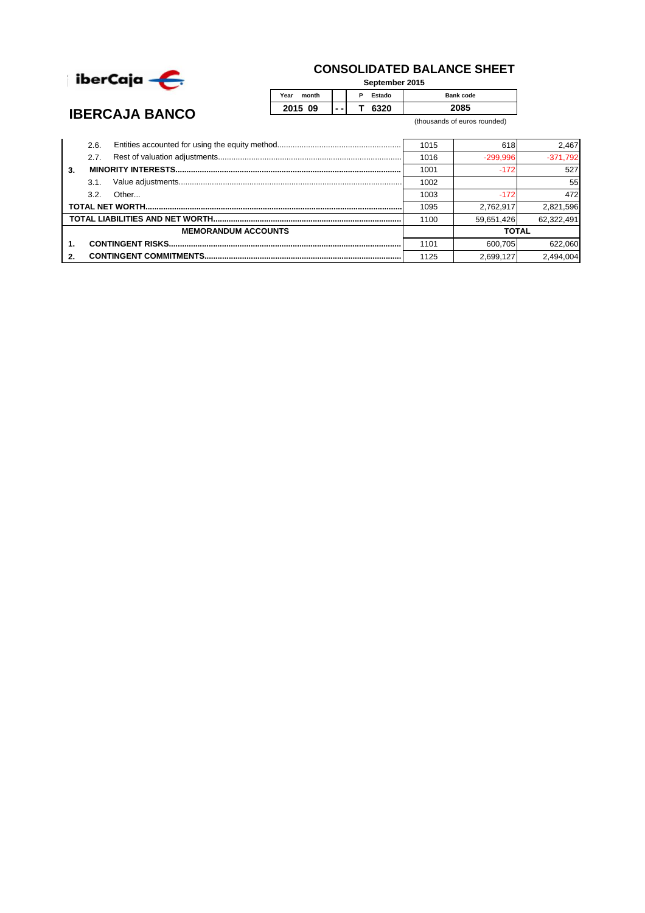iberCaja

# IBERCAJA BANCO

## CONSOLIDATED BALANCE SHEET

**September 2015**

| Year month | | P Estado | Bank code |
|---|---|---|---|
| 2015 09 | - - | T 6320 | 2085 |

(thousands of euros rounded)

| | | | |
|---|---|---|---|
| 2.6. Entities accounted for using the equity method | 1015 | 618 | 2,467 |
| 2.7. Rest of valuation adjustments | 1016 | -299,996 | -371,792 |
| **3. MINORITY INTERESTS** | 1001 | -172 | 527 |
| 3.1. Value adjustments | 1002 | | 55 |
| 3.2. Other... | 1003 | -172 | 472 |
| **TOTAL NET WORTH** | 1095 | 2,762,917 | 2,821,596 |
| **TOTAL LIABILITIES AND NET WORTH** | 1100 | 59,651,426 | 62,322,491 |
| **MEMORANDUM ACCOUNTS** | | **TOTAL** | |
| **1. CONTINGENT RISKS** | 1101 | 600,705 | 622,060 |
| **2. CONTINGENT COMMITMENTS** | 1125 | 2,699,127 | 2,494,004 |